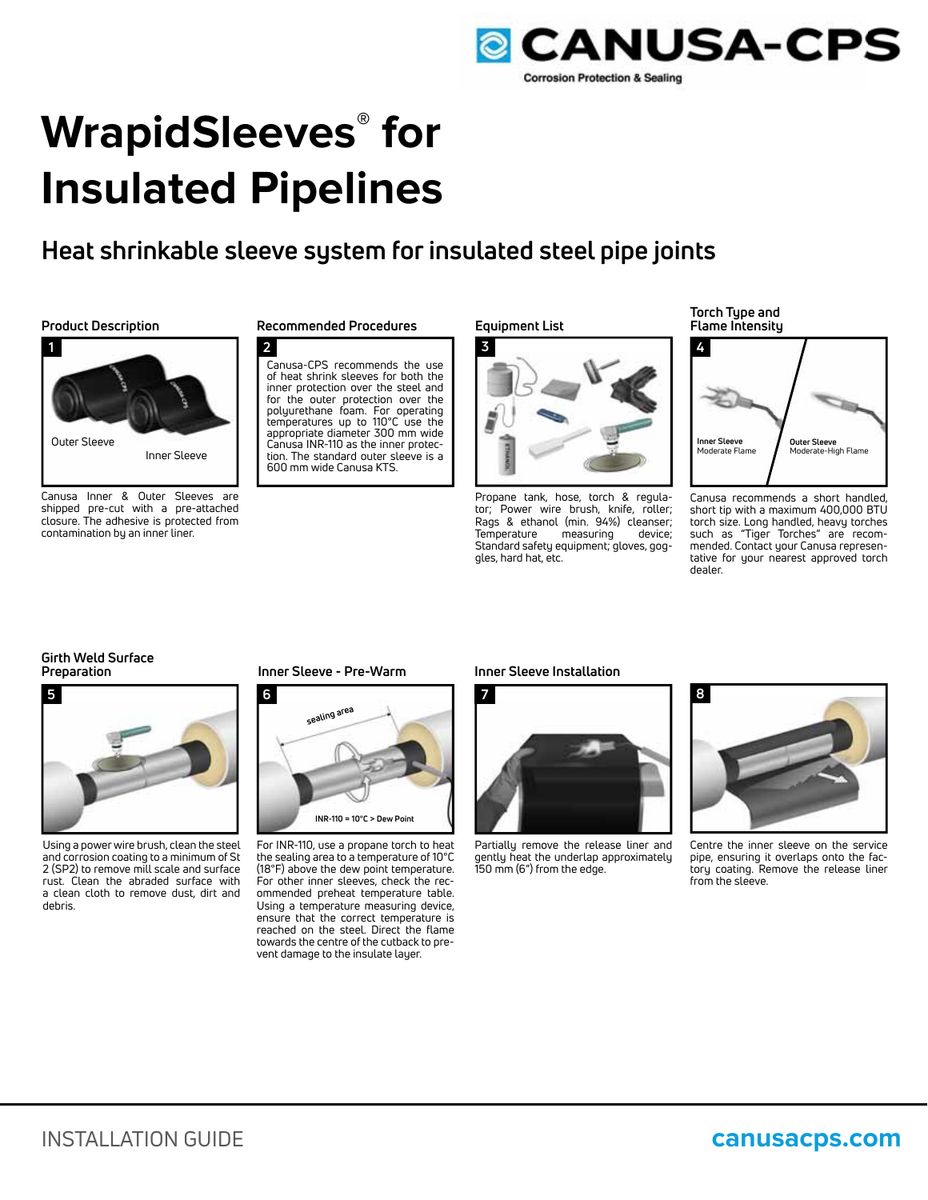CANUSA-CPS

Corrosion Protection & Sealing

# WrapidSleeves® for Insulated Pipelines

## Heat shrinkable sleeve system for insulated steel pipe joints

### Product Description

**1**

Outer Sleeve

Inner Sleeve

Canusa Inner & Outer Sleeves are shipped pre-cut with a pre-attached closure. The adhesive is protected from contamination by an inner liner.

### Recommended Procedures

**2**

Canusa-CPS recommends the use of heat shrink sleeves for both the inner protection over the steel and for the outer protection over the polyurethane foam. For operating temperatures up to 110°C use the appropriate diameter 300 mm wide Canusa INR-110 as the inner protection. The standard outer sleeve is a 600 mm wide Canusa KTS.

### Equipment List

**3**

Propane tank, hose, torch & regulator; Power wire brush, knife, roller; Rags & ethanol (min. 94%) cleanser; Temperature measuring device; Standard safety equipment; gloves, goggles, hard hat, etc.

### Torch Type and Flame Intensity

**4**

Inner Sleeve
Moderate Flame

Outer Sleeve
Moderate-High Flame

Canusa recommends a short handled, short tip with a maximum 400,000 BTU torch size. Long handled, heavy torches such as "Tiger Torches" are recommended. Contact your Canusa representative for your nearest approved torch dealer.

### Girth Weld Surface Preparation

**5**

Using a power wire brush, clean the steel and corrosion coating to a minimum of St 2 (SP2) to remove mill scale and surface rust. Clean the abraded surface with a clean cloth to remove dust, dirt and debris.

### Inner Sleeve - Pre-Warm

**6**

sealing area

INR-110 = 10°C > Dew Point

For INR-110, use a propane torch to heat the sealing area to a temperature of 10°C (18°F) above the dew point temperature. For other inner sleeves, check the recommended preheat temperature table. Using a temperature measuring device, ensure that the correct temperature is reached on the steel. Direct the flame towards the centre of the cutback to prevent damage to the insulate layer.

### Inner Sleeve Installation

**7**

Partially remove the release liner and gently heat the underlap approximately 150 mm (6") from the edge.

**8**

Centre the inner sleeve on the service pipe, ensuring it overlaps onto the factory coating. Remove the release liner from the sleeve.

INSTALLATION GUIDE

canusacps.com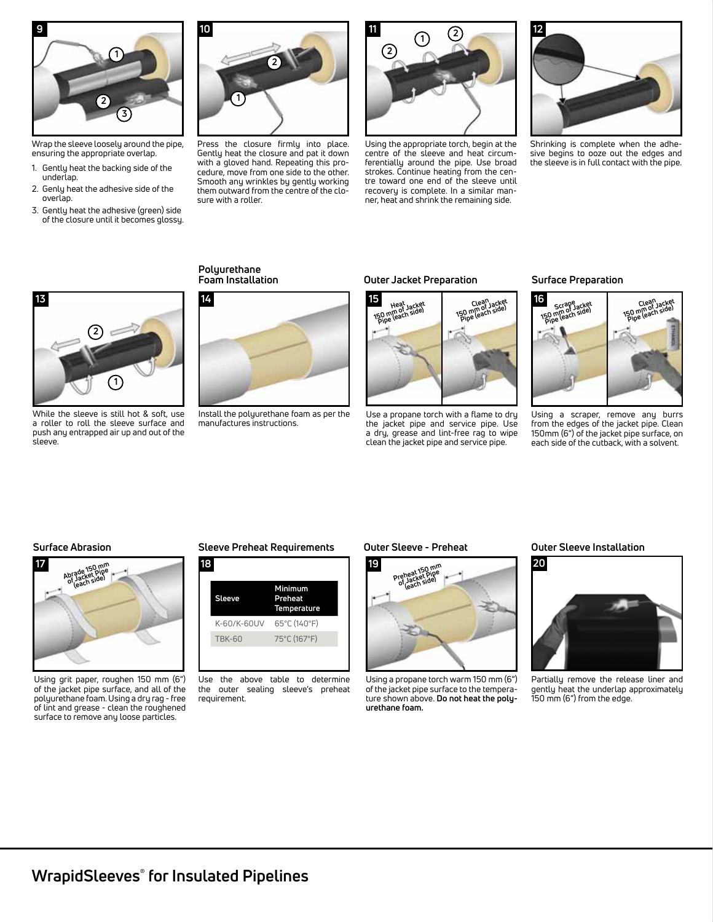**9**

Wrap the sleeve loosely around the pipe, ensuring the appropriate overlap.

1. Gently heat the backing side of the underlap.
2. Genly heat the adhesive side of the overlap.
3. Gently heat the adhesive (green) side of the closure until it becomes glossy.

**10**

Press the closure firmly into place. Gently heat the closure and pat it down with a gloved hand. Repeating this procedure, move from one side to the other. Smooth any wrinkles by gently working them outward from the centre of the closure with a roller.

**11**

Using the appropriate torch, begin at the centre of the sleeve and heat circumferentially around the pipe. Use broad strokes. Continue heating from the centre toward one end of the sleeve until recovery is complete. In a similar manner, heat and shrink the remaining side.

**12**

Shrinking is complete when the adhesive begins to ooze out the edges and the sleeve is in full contact with the pipe.

**13**

While the sleeve is still hot & soft, use a roller to roll the sleeve surface and push any entrapped air up and out of the sleeve.

### Polyurethane Foam Installation

**14**

Install the polyurethane foam as per the manufactures instructions.

### Outer Jacket Preparation

**15**

Heat 150 mm of Jacket Pipe (each side) — Clean 150 mm of Jacket Pipe (each side)

Use a propane torch with a flame to dry the jacket pipe and service pipe. Use a dry, grease and lint-free rag to wipe clean the jacket pipe and service pipe.

### Surface Preparation

**16**

Scrape 150 mm of Jacket Pipe (each side) — Clean 150 mm of Jacket Pipe (each side)

Using a scraper, remove any burrs from the edges of the jacket pipe. Clean 150mm (6") of the jacket pipe surface, on each side of the cutback, with a solvent.

### Surface Abrasion

**17**

Abrade 150 mm of Jacket Pipe (each side)

Using grit paper, roughen 150 mm (6") of the jacket pipe surface, and all of the polyurethane foam. Using a dry rag - free of lint and grease - clean the roughened surface to remove any loose particles.

### Sleeve Preheat Requirements

**18**

| Sleeve | Minimum Preheat Temperature |
|---|---|
| K-60/K-60UV | 65°C (140°F) |
| TBK-60 | 75°C (167°F) |

Use the above table to determine the outer sealing sleeve's preheat requirement.

### Outer Sleeve - Preheat

**19**

Preheat 150 mm of Jacket Pipe (each side)

Using a propane torch warm 150 mm (6") of the jacket pipe surface to the temperature shown above. **Do not heat the polyurethane foam.**

### Outer Sleeve Installation

**20**

Partially remove the release liner and gently heat the underlap approximately 150 mm (6") from the edge.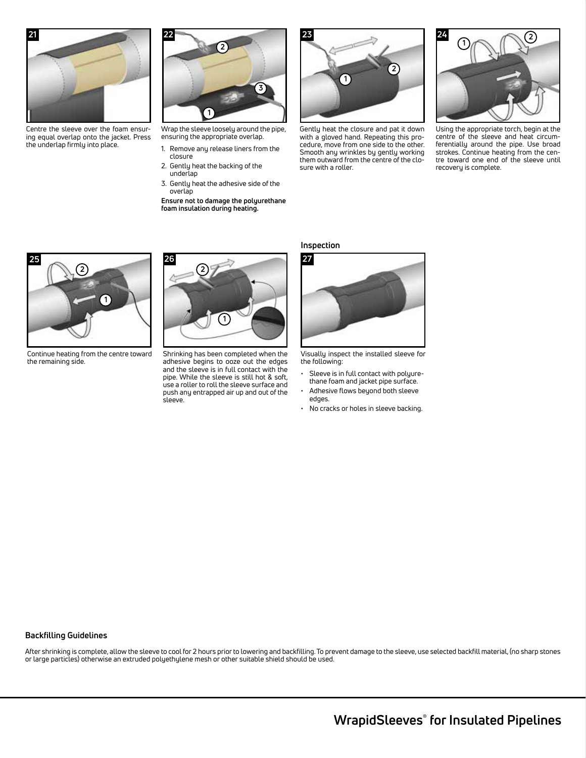**21**

Centre the sleeve over the foam ensuring equal overlap onto the jacket. Press the underlap firmly into place.

**22**

Wrap the sleeve loosely around the pipe, ensuring the appropriate overlap.

1. Remove any release liners from the closure
2. Gently heat the backing of the underlap
3. Gently heat the adhesive side of the overlap

**Ensure not to damage the polyurethane foam insulation during heating.**

**23**

Gently heat the closure and pat it down with a gloved hand. Repeating this procedure, move from one side to the other. Smooth any wrinkles by gently working them outward from the centre of the closure with a roller.

**24**

Using the appropriate torch, begin at the centre of the sleeve and heat circumferentially around the pipe. Use broad strokes. Continue heating from the centre toward one end of the sleeve until recovery is complete.

**25**

Continue heating from the centre toward the remaining side.

**26**

Shrinking has been completed when the adhesive begins to ooze out the edges and the sleeve is in full contact with the pipe. While the sleeve is still hot & soft, use a roller to roll the sleeve surface and push any entrapped air up and out of the sleeve.

### Inspection

**27**

Visually inspect the installed sleeve for the following:

- Sleeve is in full contact with polyurethane foam and jacket pipe surface.
- Adhesive flows beyond both sleeve edges.
- No cracks or holes in sleeve backing.

### Backfilling Guidelines

After shrinking is complete, allow the sleeve to cool for 2 hours prior to lowering and backfilling. To prevent damage to the sleeve, use selected backfill material, (no sharp stones or large particles) otherwise an extruded polyethylene mesh or other suitable shield should be used.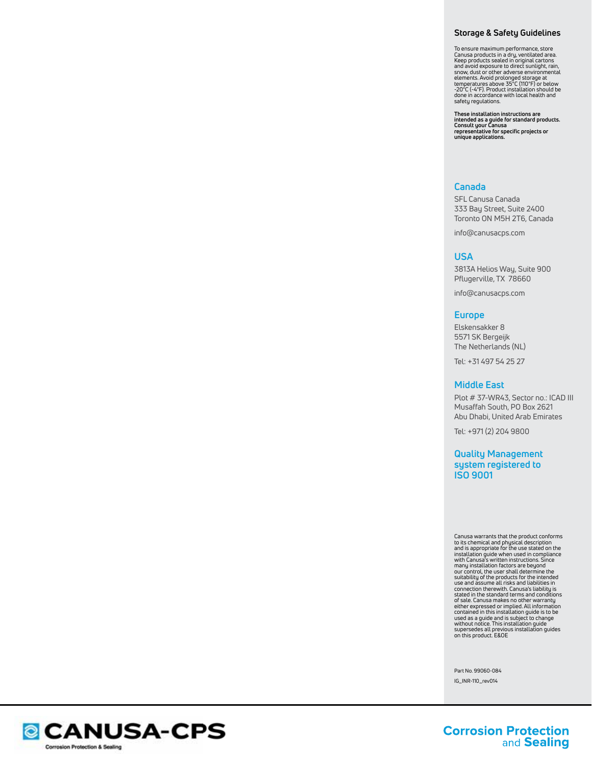## Storage & Safety Guidelines

To ensure maximum performance, store Canusa products in a dry, ventilated area. Keep products sealed in original cartons and avoid exposure to direct sunlight, rain, snow, dust or other adverse environmental elements. Avoid prolonged storage at temperatures above 35°C (110°F) or below -20°C (-4°F). Product installation should be done in accordance with local health and safety regulations.

**These installation instructions are intended as a guide for standard products. Consult your Canusa representative for specific projects or unique applications.**

### Canada

SFL Canusa Canada
333 Bay Street, Suite 2400
Toronto ON M5H 2T6, Canada

info@canusacps.com

### USA

3813A Helios Way, Suite 900
Pflugerville, TX 78660

info@canusacps.com

### Europe

Elskensakker 8
5571 SK Bergeijk
The Netherlands (NL)

Tel: +31 497 54 25 27

### Middle East

Plot # 37-WR43, Sector no.: ICAD III
Musaffah South, PO Box 2621
Abu Dhabi, United Arab Emirates

Tel: +971 (2) 204 9800

### Quality Management system registered to ISO 9001

Canusa warrants that the product conforms to its chemical and physical description and is appropriate for the use stated on the installation guide when used in compliance with Canusa's written instructions. Since many installation factors are beyond our control, the user shall determine the suitability of the products for the intended use and assume all risks and liabilities in connection therewith. Canusa's liability is stated in the standard terms and conditions of sale. Canusa makes no other warranty either expressed or implied. All information contained in this installation guide is to be used as a guide and is subject to change without notice. This installation guide supersedes all previous installation guides on this product. E&OE

Part No. 99060-084

IG_INR-110_rev014

CANUSA-CPS
Corrosion Protection & Sealing

Corrosion Protection and Sealing